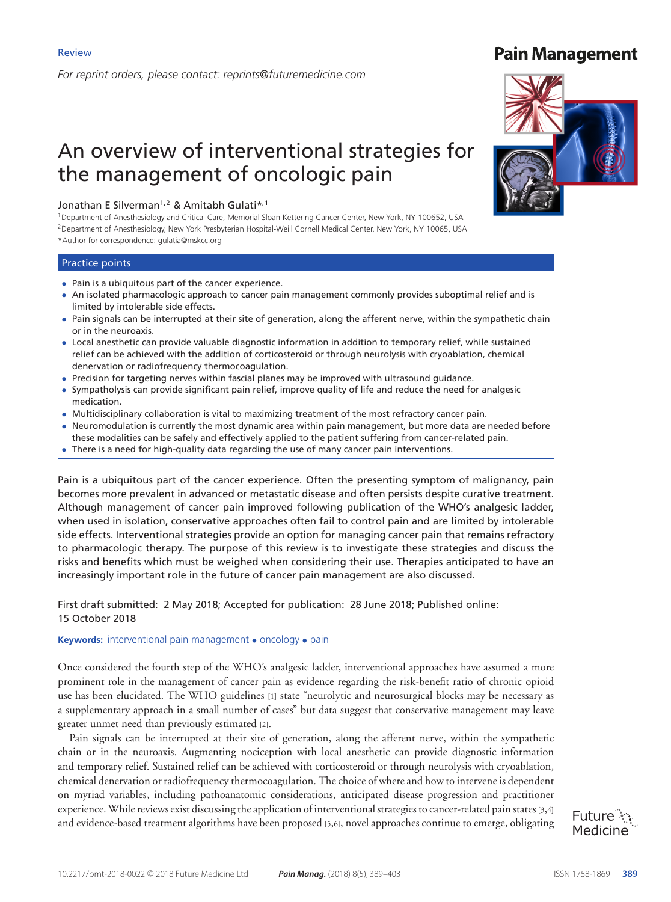Review

For reprint orders, please contact: reprints@futuremedicine.com

Pain Management

# An overview of interventional strategies for the management of oncologic pain

Jonathan E Silverman[1,2] & Amitabh Gulati*[,1]

[1]Department of Anesthesiology and Critical Care, Memorial Sloan Kettering Cancer Center, New York, NY 100652, USA
[2]Department of Anesthesiology, New York Presbyterian Hospital-Weill Cornell Medical Center, New York, NY 10065, USA
*Author for correspondence: gulatia@mskcc.org

## Practice points

- Pain is a ubiquitous part of the cancer experience.
- An isolated pharmacologic approach to cancer pain management commonly provides suboptimal relief and is limited by intolerable side effects.
- Pain signals can be interrupted at their site of generation, along the afferent nerve, within the sympathetic chain or in the neuroaxis.
- Local anesthetic can provide valuable diagnostic information in addition to temporary relief, while sustained relief can be achieved with the addition of corticosteroid or through neurolysis with cryoablation, chemical denervation or radiofrequency thermocoagulation.
- Precision for targeting nerves within fascial planes may be improved with ultrasound guidance.
- Sympatholysis can provide significant pain relief, improve quality of life and reduce the need for analgesic medication.
- Multidisciplinary collaboration is vital to maximizing treatment of the most refractory cancer pain.
- Neuromodulation is currently the most dynamic area within pain management, but more data are needed before these modalities can be safely and effectively applied to the patient suffering from cancer-related pain.
- There is a need for high-quality data regarding the use of many cancer pain interventions.

Pain is a ubiquitous part of the cancer experience. Often the presenting symptom of malignancy, pain becomes more prevalent in advanced or metastatic disease and often persists despite curative treatment. Although management of cancer pain improved following publication of the WHO's analgesic ladder, when used in isolation, conservative approaches often fail to control pain and are limited by intolerable side effects. Interventional strategies provide an option for managing cancer pain that remains refractory to pharmacologic therapy. The purpose of this review is to investigate these strategies and discuss the risks and benefits which must be weighed when considering their use. Therapies anticipated to have an increasingly important role in the future of cancer pain management are also discussed.

First draft submitted: 2 May 2018; Accepted for publication: 28 June 2018; Published online: 15 October 2018

**Keywords:** interventional pain management • oncology • pain

Once considered the fourth step of the WHO's analgesic ladder, interventional approaches have assumed a more prominent role in the management of cancer pain as evidence regarding the risk-benefit ratio of chronic opioid use has been elucidated. The WHO guidelines [1] state "neurolytic and neurosurgical blocks may be necessary as a supplementary approach in a small number of cases" but data suggest that conservative management may leave greater unmet need than previously estimated [2].

Pain signals can be interrupted at their site of generation, along the afferent nerve, within the sympathetic chain or in the neuroaxis. Augmenting nociception with local anesthetic can provide diagnostic information and temporary relief. Sustained relief can be achieved with corticosteroid or through neurolysis with cryoablation, chemical denervation or radiofrequency thermocoagulation. The choice of where and how to intervene is dependent on myriad variables, including pathoanatomic considerations, anticipated disease progression and practitioner experience. While reviews exist discussing the application of interventional strategies to cancer-related pain states [3,4] and evidence-based treatment algorithms have been proposed [5,6], novel approaches continue to emerge, obligating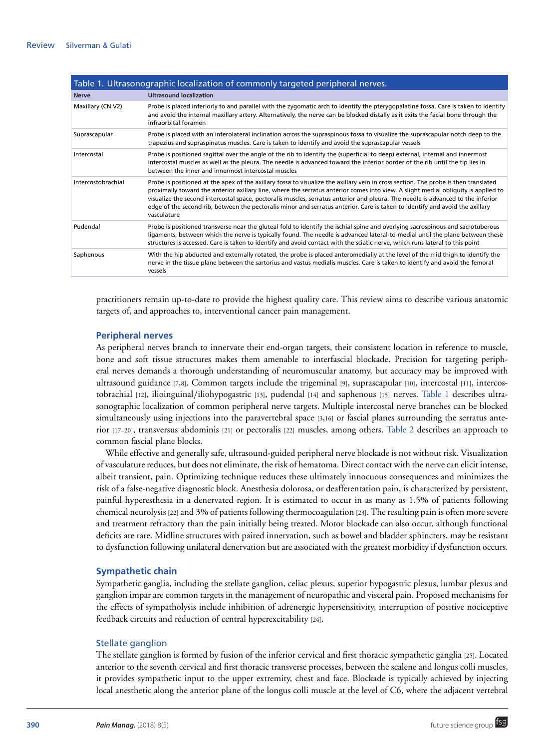Table 1. Ultrasonographic localization of commonly targeted peripheral nerves.

| Nerve | Ultrasound localization |
|---|---|
| Maxillary (CN V2) | Probe is placed inferiorly to and parallel with the zygomatic arch to identify the pterygopalatine fossa. Care is taken to identify and avoid the internal maxillary artery. Alternatively, the nerve can be blocked distally as it exits the facial bone through the infraorbital foramen |
| Suprascapular | Probe is placed with an inferolateral inclination across the supraspinous fossa to visualize the suprascapular notch deep to the trapezius and supraspinatus muscles. Care is taken to identify and avoid the suprascapular vessels |
| Intercostal | Probe is positioned sagittal over the angle of the rib to identify the (superficial to deep) external, internal and innermost intercostal muscles as well as the pleura. The needle is advanced toward the inferior border of the rib until the tip lies in between the inner and innermost intercostal muscles |
| Intercostobrachial | Probe is positioned at the apex of the axillary fossa to visualize the axillary vein in cross section. The probe is then translated proximally toward the anterior axillary line, where the serratus anterior comes into view. A slight medial obliquity is applied to visualize the second intercostal space, pectoralis muscles, serratus anterior and pleura. The needle is advanced to the inferior edge of the second rib, between the pectoralis minor and serratus anterior. Care is taken to identify and avoid the axillary vasculature |
| Pudendal | Probe is positioned transverse near the gluteal fold to identify the ischial spine and overlying sacrospinous and sacrotuberous ligaments, between which the nerve is typically found. The needle is advanced lateral-to-medial until the plane between these structures is accessed. Care is taken to identify and avoid contact with the sciatic nerve, which runs lateral to this point |
| Saphenous | With the hip abducted and externally rotated, the probe is placed anteromedially at the level of the mid thigh to identify the nerve in the tissue plane between the sartorius and vastus medialis muscles. Care is taken to identify and avoid the femoral vessels |

practitioners remain up-to-date to provide the highest quality care. This review aims to describe various anatomic targets of, and approaches to, interventional cancer pain management.

## Peripheral nerves

As peripheral nerves branch to innervate their end-organ targets, their consistent location in reference to muscle, bone and soft tissue structures makes them amenable to interfascial blockade. Precision for targeting peripheral nerves demands a thorough understanding of neuromuscular anatomy, but accuracy may be improved with ultrasound guidance [7,8]. Common targets include the trigeminal [9], suprascapular [10], intercostal [11], intercostobrachial [12], ilioinguinal/iliohypogastric [13], pudendal [14] and saphenous [15] nerves. Table 1 describes ultrasonographic localization of common peripheral nerve targets. Multiple intercostal nerve branches can be blocked simultaneously using injections into the paravertebral space [3,16] or fascial planes surrounding the serratus anterior [17–20], transversus abdominis [21] or pectoralis [22] muscles, among others. Table 2 describes an approach to common fascial plane blocks.

While effective and generally safe, ultrasound-guided peripheral nerve blockade is not without risk. Visualization of vasculature reduces, but does not eliminate, the risk of hematoma. Direct contact with the nerve can elicit intense, albeit transient, pain. Optimizing technique reduces these ultimately innocuous consequences and minimizes the risk of a false-negative diagnostic block. Anesthesia dolorosa, or deafferentation pain, is characterized by persistent, painful hyperesthesia in a denervated region. It is estimated to occur in as many as 1.5% of patients following chemical neurolysis [22] and 3% of patients following thermocoagulation [23]. The resulting pain is often more severe and treatment refractory than the pain initially being treated. Motor blockade can also occur, although functional deficits are rare. Midline structures with paired innervation, such as bowel and bladder sphincters, may be resistant to dysfunction following unilateral denervation but are associated with the greatest morbidity if dysfunction occurs.

## Sympathetic chain

Sympathetic ganglia, including the stellate ganglion, celiac plexus, superior hypogastric plexus, lumbar plexus and ganglion impar are common targets in the management of neuropathic and visceral pain. Proposed mechanisms for the effects of sympatholysis include inhibition of adrenergic hypersensitivity, interruption of positive nociceptive feedback circuits and reduction of central hyperexcitability [24].

### Stellate ganglion

The stellate ganglion is formed by fusion of the inferior cervical and first thoracic sympathetic ganglia [25]. Located anterior to the seventh cervical and first thoracic transverse processes, between the scalene and longus colli muscles, it provides sympathetic input to the upper extremity, chest and face. Blockade is typically achieved by injecting local anesthetic along the anterior plane of the longus colli muscle at the level of C6, where the adjacent vertebral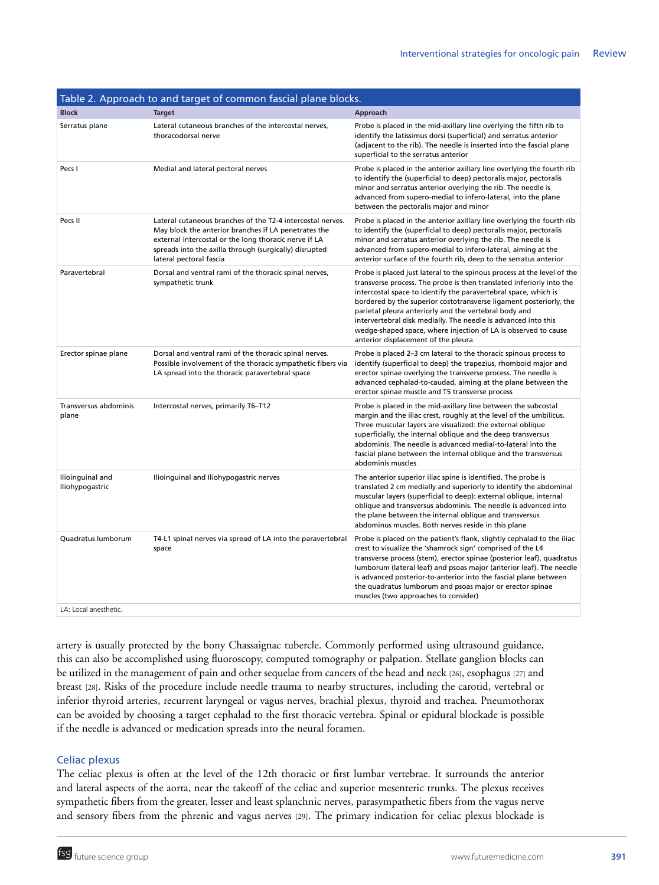Table 2. Approach to and target of common fascial plane blocks.

| Block | Target | Approach |
|---|---|---|
| Serratus plane | Lateral cutaneous branches of the intercostal nerves, thoracodorsal nerve | Probe is placed in the mid-axillary line overlying the fifth rib to identify the latissimus dorsi (superficial) and serratus anterior (adjacent to the rib). The needle is inserted into the fascial plane superficial to the serratus anterior |
| Pecs I | Medial and lateral pectoral nerves | Probe is placed in the anterior axillary line overlying the fourth rib to identify the (superficial to deep) pectoralis major, pectoralis minor and serratus anterior overlying the rib. The needle is advanced from supero-medial to infero-lateral, into the plane between the pectoralis major and minor |
| Pecs II | Lateral cutaneous branches of the T2-4 intercostal nerves. May block the anterior branches if LA penetrates the external intercostal or the long thoracic nerve if LA spreads into the axilla through (surgically) disrupted lateral pectoral fascia | Probe is placed in the anterior axillary line overlying the fourth rib to identify the (superficial to deep) pectoralis major, pectoralis minor and serratus anterior overlying the rib. The needle is advanced from supero-medial to infero-lateral, aiming at the anterior surface of the fourth rib, deep to the serratus anterior |
| Paravertebral | Dorsal and ventral rami of the thoracic spinal nerves, sympathetic trunk | Probe is placed just lateral to the spinous process at the level of the transverse process. The probe is then translated inferiorly into the intercostal space to identify the paravertebral space, which is bordered by the superior costotransverse ligament posteriorly, the parietal pleura anteriorly and the vertebral body and intervertebral disk medially. The needle is advanced into this wedge-shaped space, where injection of LA is observed to cause anterior displacement of the pleura |
| Erector spinae plane | Dorsal and ventral rami of the thoracic spinal nerves. Possible involvement of the thoracic sympathetic fibers via LA spread into the thoracic paravertebral space | Probe is placed 2–3 cm lateral to the thoracic spinous process to identify (superficial to deep) the trapezius, rhomboid major and erector spinae overlying the transverse process. The needle is advanced cephalad-to-caudad, aiming at the plane between the erector spinae muscle and T5 transverse process |
| Transversus abdominis plane | Intercostal nerves, primarily T6–T12 | Probe is placed in the mid-axillary line between the subcostal margin and the iliac crest, roughly at the level of the umbilicus. Three muscular layers are visualized: the external oblique superficially, the internal oblique and the deep transversus abdominis. The needle is advanced medial-to-lateral into the fascial plane between the internal oblique and the transversus abdominis muscles |
| Ilioinguinal and Iliohypogastric | Ilioinguinal and Iliohypogastric nerves | The anterior superior iliac spine is identified. The probe is translated 2 cm medially and superiorly to identify the abdominal muscular layers (superficial to deep): external oblique, internal oblique and transversus abdominis. The needle is advanced into the plane between the internal oblique and transversus abdominus muscles. Both nerves reside in this plane |
| Quadratus lumborum | T4-L1 spinal nerves via spread of LA into the paravertebral space | Probe is placed on the patient's flank, slightly cephalad to the iliac crest to visualize the 'shamrock sign' comprised of the L4 transverse process (stem), erector spinae (posterior leaf), quadratus lumborum (lateral leaf) and psoas major (anterior leaf). The needle is advanced posterior-to-anterior into the fascial plane between the quadratus lumborum and psoas major or erector spinae muscles (two approaches to consider) |

LA: Local anesthetic.

artery is usually protected by the bony Chassaignac tubercle. Commonly performed using ultrasound guidance, this can also be accomplished using fluoroscopy, computed tomography or palpation. Stellate ganglion blocks can be utilized in the management of pain and other sequelae from cancers of the head and neck [26], esophagus [27] and breast [28]. Risks of the procedure include needle trauma to nearby structures, including the carotid, vertebral or inferior thyroid arteries, recurrent laryngeal or vagus nerves, brachial plexus, thyroid and trachea. Pneumothorax can be avoided by choosing a target cephalad to the first thoracic vertebra. Spinal or epidural blockade is possible if the needle is advanced or medication spreads into the neural foramen.

## Celiac plexus

The celiac plexus is often at the level of the 12th thoracic or first lumbar vertebrae. It surrounds the anterior and lateral aspects of the aorta, near the takeoff of the celiac and superior mesenteric trunks. The plexus receives sympathetic fibers from the greater, lesser and least splanchnic nerves, parasympathetic fibers from the vagus nerve and sensory fibers from the phrenic and vagus nerves [29]. The primary indication for celiac plexus blockade is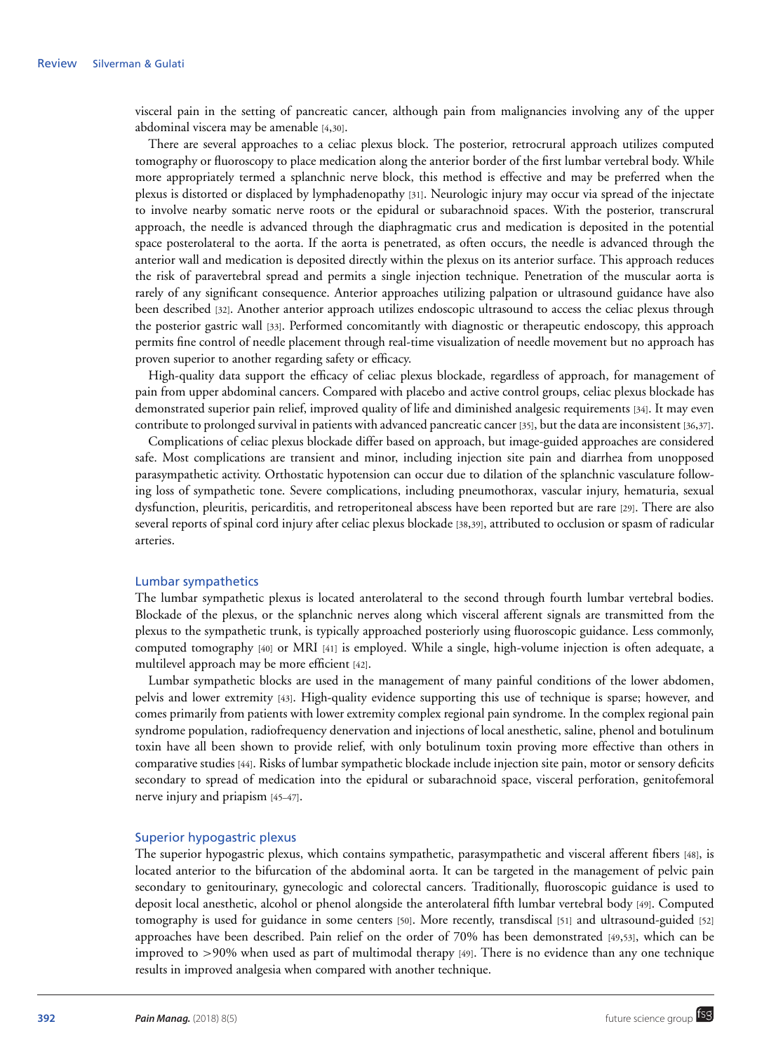visceral pain in the setting of pancreatic cancer, although pain from malignancies involving any of the upper abdominal viscera may be amenable [4,30].

There are several approaches to a celiac plexus block. The posterior, retrocrural approach utilizes computed tomography or fluoroscopy to place medication along the anterior border of the first lumbar vertebral body. While more appropriately termed a splanchnic nerve block, this method is effective and may be preferred when the plexus is distorted or displaced by lymphadenopathy [31]. Neurologic injury may occur via spread of the injectate to involve nearby somatic nerve roots or the epidural or subarachnoid spaces. With the posterior, transcrural approach, the needle is advanced through the diaphragmatic crus and medication is deposited in the potential space posterolateral to the aorta. If the aorta is penetrated, as often occurs, the needle is advanced through the anterior wall and medication is deposited directly within the plexus on its anterior surface. This approach reduces the risk of paravertebral spread and permits a single injection technique. Penetration of the muscular aorta is rarely of any significant consequence. Anterior approaches utilizing palpation or ultrasound guidance have also been described [32]. Another anterior approach utilizes endoscopic ultrasound to access the celiac plexus through the posterior gastric wall [33]. Performed concomitantly with diagnostic or therapeutic endoscopy, this approach permits fine control of needle placement through real-time visualization of needle movement but no approach has proven superior to another regarding safety or efficacy.

High-quality data support the efficacy of celiac plexus blockade, regardless of approach, for management of pain from upper abdominal cancers. Compared with placebo and active control groups, celiac plexus blockade has demonstrated superior pain relief, improved quality of life and diminished analgesic requirements [34]. It may even contribute to prolonged survival in patients with advanced pancreatic cancer [35], but the data are inconsistent [36,37].

Complications of celiac plexus blockade differ based on approach, but image-guided approaches are considered safe. Most complications are transient and minor, including injection site pain and diarrhea from unopposed parasympathetic activity. Orthostatic hypotension can occur due to dilation of the splanchnic vasculature following loss of sympathetic tone. Severe complications, including pneumothorax, vascular injury, hematuria, sexual dysfunction, pleuritis, pericarditis, and retroperitoneal abscess have been reported but are rare [29]. There are also several reports of spinal cord injury after celiac plexus blockade [38,39], attributed to occlusion or spasm of radicular arteries.

## Lumbar sympathetics

The lumbar sympathetic plexus is located anterolateral to the second through fourth lumbar vertebral bodies. Blockade of the plexus, or the splanchnic nerves along which visceral afferent signals are transmitted from the plexus to the sympathetic trunk, is typically approached posteriorly using fluoroscopic guidance. Less commonly, computed tomography [40] or MRI [41] is employed. While a single, high-volume injection is often adequate, a multilevel approach may be more efficient [42].

Lumbar sympathetic blocks are used in the management of many painful conditions of the lower abdomen, pelvis and lower extremity [43]. High-quality evidence supporting this use of technique is sparse; however, and comes primarily from patients with lower extremity complex regional pain syndrome. In the complex regional pain syndrome population, radiofrequency denervation and injections of local anesthetic, saline, phenol and botulinum toxin have all been shown to provide relief, with only botulinum toxin proving more effective than others in comparative studies [44]. Risks of lumbar sympathetic blockade include injection site pain, motor or sensory deficits secondary to spread of medication into the epidural or subarachnoid space, visceral perforation, genitofemoral nerve injury and priapism [45–47].

## Superior hypogastric plexus

The superior hypogastric plexus, which contains sympathetic, parasympathetic and visceral afferent fibers [48], is located anterior to the bifurcation of the abdominal aorta. It can be targeted in the management of pelvic pain secondary to genitourinary, gynecologic and colorectal cancers. Traditionally, fluoroscopic guidance is used to deposit local anesthetic, alcohol or phenol alongside the anterolateral fifth lumbar vertebral body [49]. Computed tomography is used for guidance in some centers [50]. More recently, transdiscal [51] and ultrasound-guided [52] approaches have been described. Pain relief on the order of 70% has been demonstrated [49,53], which can be improved to >90% when used as part of multimodal therapy [49]. There is no evidence than any one technique results in improved analgesia when compared with another technique.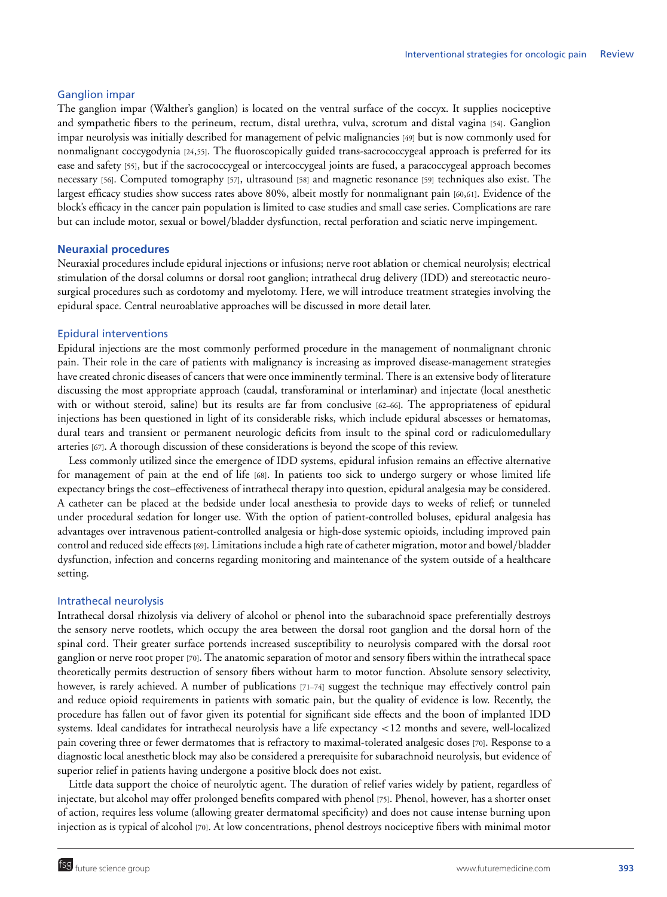### Ganglion impar

The ganglion impar (Walther's ganglion) is located on the ventral surface of the coccyx. It supplies nociceptive and sympathetic fibers to the perineum, rectum, distal urethra, vulva, scrotum and distal vagina [54]. Ganglion impar neurolysis was initially described for management of pelvic malignancies [49] but is now commonly used for nonmalignant coccygodynia [24,55]. The fluoroscopically guided trans-sacrococcygeal approach is preferred for its ease and safety [55], but if the sacrococcygeal or intercoccygeal joints are fused, a paracoccygeal approach becomes necessary [56]. Computed tomography [57], ultrasound [58] and magnetic resonance [59] techniques also exist. The largest efficacy studies show success rates above 80%, albeit mostly for nonmalignant pain [60,61]. Evidence of the block's efficacy in the cancer pain population is limited to case studies and small case series. Complications are rare but can include motor, sexual or bowel/bladder dysfunction, rectal perforation and sciatic nerve impingement.

## Neuraxial procedures

Neuraxial procedures include epidural injections or infusions; nerve root ablation or chemical neurolysis; electrical stimulation of the dorsal columns or dorsal root ganglion; intrathecal drug delivery (IDD) and stereotactic neurosurgical procedures such as cordotomy and myelotomy. Here, we will introduce treatment strategies involving the epidural space. Central neuroablative approaches will be discussed in more detail later.

### Epidural interventions

Epidural injections are the most commonly performed procedure in the management of nonmalignant chronic pain. Their role in the care of patients with malignancy is increasing as improved disease-management strategies have created chronic diseases of cancers that were once imminently terminal. There is an extensive body of literature discussing the most appropriate approach (caudal, transforaminal or interlaminar) and injectate (local anesthetic with or without steroid, saline) but its results are far from conclusive [62–66]. The appropriateness of epidural injections has been questioned in light of its considerable risks, which include epidural abscesses or hematomas, dural tears and transient or permanent neurologic deficits from insult to the spinal cord or radiculomedullary arteries [67]. A thorough discussion of these considerations is beyond the scope of this review.

Less commonly utilized since the emergence of IDD systems, epidural infusion remains an effective alternative for management of pain at the end of life [68]. In patients too sick to undergo surgery or whose limited life expectancy brings the cost–effectiveness of intrathecal therapy into question, epidural analgesia may be considered. A catheter can be placed at the bedside under local anesthesia to provide days to weeks of relief; or tunneled under procedural sedation for longer use. With the option of patient-controlled boluses, epidural analgesia has advantages over intravenous patient-controlled analgesia or high-dose systemic opioids, including improved pain control and reduced side effects [69]. Limitations include a high rate of catheter migration, motor and bowel/bladder dysfunction, infection and concerns regarding monitoring and maintenance of the system outside of a healthcare setting.

### Intrathecal neurolysis

Intrathecal dorsal rhizolysis via delivery of alcohol or phenol into the subarachnoid space preferentially destroys the sensory nerve rootlets, which occupy the area between the dorsal root ganglion and the dorsal horn of the spinal cord. Their greater surface portends increased susceptibility to neurolysis compared with the dorsal root ganglion or nerve root proper [70]. The anatomic separation of motor and sensory fibers within the intrathecal space theoretically permits destruction of sensory fibers without harm to motor function. Absolute sensory selectivity, however, is rarely achieved. A number of publications [71–74] suggest the technique may effectively control pain and reduce opioid requirements in patients with somatic pain, but the quality of evidence is low. Recently, the procedure has fallen out of favor given its potential for significant side effects and the boon of implanted IDD systems. Ideal candidates for intrathecal neurolysis have a life expectancy <12 months and severe, well-localized pain covering three or fewer dermatomes that is refractory to maximal-tolerated analgesic doses [70]. Response to a diagnostic local anesthetic block may also be considered a prerequisite for subarachnoid neurolysis, but evidence of superior relief in patients having undergone a positive block does not exist.

Little data support the choice of neurolytic agent. The duration of relief varies widely by patient, regardless of injectate, but alcohol may offer prolonged benefits compared with phenol [75]. Phenol, however, has a shorter onset of action, requires less volume (allowing greater dermatomal specificity) and does not cause intense burning upon injection as is typical of alcohol [70]. At low concentrations, phenol destroys nociceptive fibers with minimal motor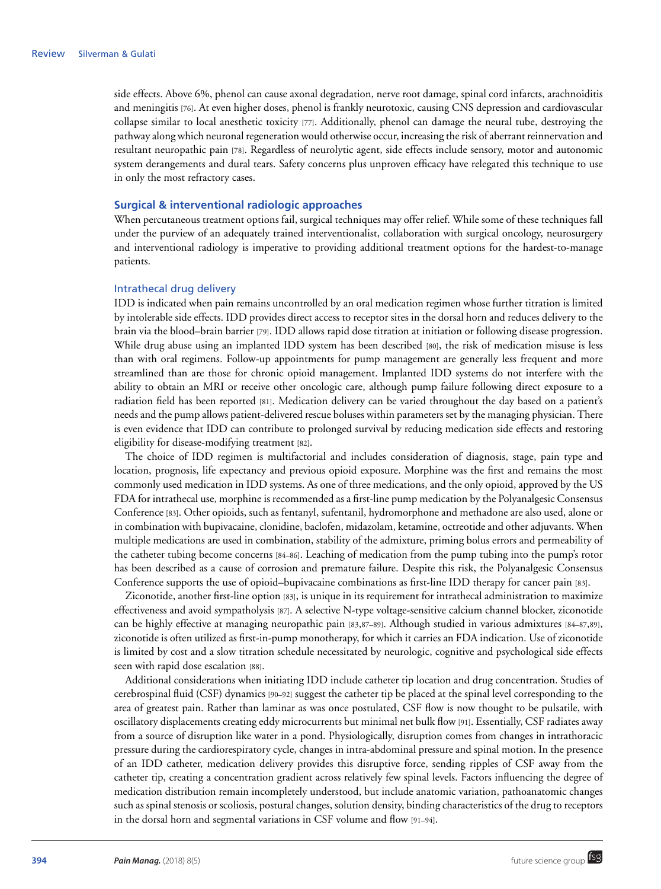side effects. Above 6%, phenol can cause axonal degradation, nerve root damage, spinal cord infarcts, arachnoiditis and meningitis [76]. At even higher doses, phenol is frankly neurotoxic, causing CNS depression and cardiovascular collapse similar to local anesthetic toxicity [77]. Additionally, phenol can damage the neural tube, destroying the pathway along which neuronal regeneration would otherwise occur, increasing the risk of aberrant reinnervation and resultant neuropathic pain [78]. Regardless of neurolytic agent, side effects include sensory, motor and autonomic system derangements and dural tears. Safety concerns plus unproven efficacy have relegated this technique to use in only the most refractory cases.

## Surgical & interventional radiologic approaches

When percutaneous treatment options fail, surgical techniques may offer relief. While some of these techniques fall under the purview of an adequately trained interventionalist, collaboration with surgical oncology, neurosurgery and interventional radiology is imperative to providing additional treatment options for the hardest-to-manage patients.

### Intrathecal drug delivery

IDD is indicated when pain remains uncontrolled by an oral medication regimen whose further titration is limited by intolerable side effects. IDD provides direct access to receptor sites in the dorsal horn and reduces delivery to the brain via the blood–brain barrier [79]. IDD allows rapid dose titration at initiation or following disease progression. While drug abuse using an implanted IDD system has been described [80], the risk of medication misuse is less than with oral regimens. Follow-up appointments for pump management are generally less frequent and more streamlined than are those for chronic opioid management. Implanted IDD systems do not interfere with the ability to obtain an MRI or receive other oncologic care, although pump failure following direct exposure to a radiation field has been reported [81]. Medication delivery can be varied throughout the day based on a patient's needs and the pump allows patient-delivered rescue boluses within parameters set by the managing physician. There is even evidence that IDD can contribute to prolonged survival by reducing medication side effects and restoring eligibility for disease-modifying treatment [82].

The choice of IDD regimen is multifactorial and includes consideration of diagnosis, stage, pain type and location, prognosis, life expectancy and previous opioid exposure. Morphine was the first and remains the most commonly used medication in IDD systems. As one of three medications, and the only opioid, approved by the US FDA for intrathecal use, morphine is recommended as a first-line pump medication by the Polyanalgesic Consensus Conference [83]. Other opioids, such as fentanyl, sufentanil, hydromorphone and methadone are also used, alone or in combination with bupivacaine, clonidine, baclofen, midazolam, ketamine, octreotide and other adjuvants. When multiple medications are used in combination, stability of the admixture, priming bolus errors and permeability of the catheter tubing become concerns [84–86]. Leaching of medication from the pump tubing into the pump's rotor has been described as a cause of corrosion and premature failure. Despite this risk, the Polyanalgesic Consensus Conference supports the use of opioid–bupivacaine combinations as first-line IDD therapy for cancer pain [83].

Ziconotide, another first-line option [83], is unique in its requirement for intrathecal administration to maximize effectiveness and avoid sympatholysis [87]. A selective N-type voltage-sensitive calcium channel blocker, ziconotide can be highly effective at managing neuropathic pain [83,87–89]. Although studied in various admixtures [84–87,89], ziconotide is often utilized as first-in-pump monotherapy, for which it carries an FDA indication. Use of ziconotide is limited by cost and a slow titration schedule necessitated by neurologic, cognitive and psychological side effects seen with rapid dose escalation [88].

Additional considerations when initiating IDD include catheter tip location and drug concentration. Studies of cerebrospinal fluid (CSF) dynamics [90–92] suggest the catheter tip be placed at the spinal level corresponding to the area of greatest pain. Rather than laminar as was once postulated, CSF flow is now thought to be pulsatile, with oscillatory displacements creating eddy microcurrents but minimal net bulk flow [91]. Essentially, CSF radiates away from a source of disruption like water in a pond. Physiologically, disruption comes from changes in intrathoracic pressure during the cardiorespiratory cycle, changes in intra-abdominal pressure and spinal motion. In the presence of an IDD catheter, medication delivery provides this disruptive force, sending ripples of CSF away from the catheter tip, creating a concentration gradient across relatively few spinal levels. Factors influencing the degree of medication distribution remain incompletely understood, but include anatomic variation, pathoanatomic changes such as spinal stenosis or scoliosis, postural changes, solution density, binding characteristics of the drug to receptors in the dorsal horn and segmental variations in CSF volume and flow [91–94].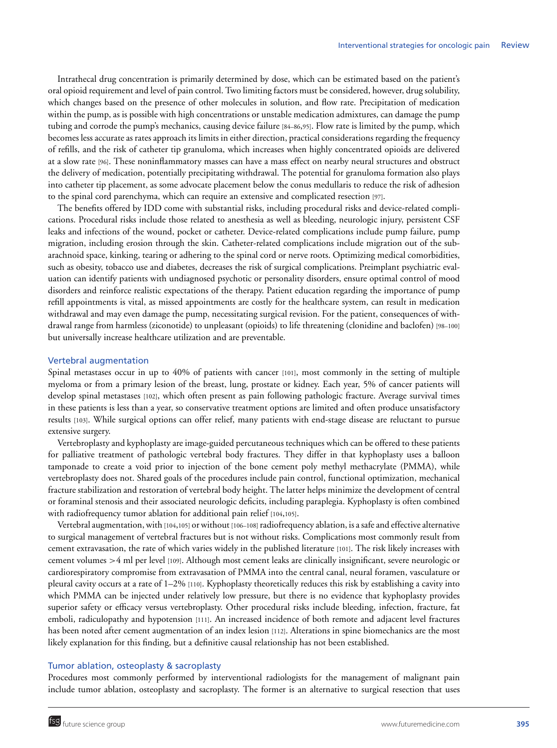Intrathecal drug concentration is primarily determined by dose, which can be estimated based on the patient's oral opioid requirement and level of pain control. Two limiting factors must be considered, however, drug solubility, which changes based on the presence of other molecules in solution, and flow rate. Precipitation of medication within the pump, as is possible with high concentrations or unstable medication admixtures, can damage the pump tubing and corrode the pump's mechanics, causing device failure [84–86,95]. Flow rate is limited by the pump, which becomes less accurate as rates approach its limits in either direction, practical considerations regarding the frequency of refills, and the risk of catheter tip granuloma, which increases when highly concentrated opioids are delivered at a slow rate [96]. These noninflammatory masses can have a mass effect on nearby neural structures and obstruct the delivery of medication, potentially precipitating withdrawal. The potential for granuloma formation also plays into catheter tip placement, as some advocate placement below the conus medullaris to reduce the risk of adhesion to the spinal cord parenchyma, which can require an extensive and complicated resection [97].

The benefits offered by IDD come with substantial risks, including procedural risks and device-related complications. Procedural risks include those related to anesthesia as well as bleeding, neurologic injury, persistent CSF leaks and infections of the wound, pocket or catheter. Device-related complications include pump failure, pump migration, including erosion through the skin. Catheter-related complications include migration out of the subarachnoid space, kinking, tearing or adhering to the spinal cord or nerve roots. Optimizing medical comorbidities, such as obesity, tobacco use and diabetes, decreases the risk of surgical complications. Preimplant psychiatric evaluation can identify patients with undiagnosed psychotic or personality disorders, ensure optimal control of mood disorders and reinforce realistic expectations of the therapy. Patient education regarding the importance of pump refill appointments is vital, as missed appointments are costly for the healthcare system, can result in medication withdrawal and may even damage the pump, necessitating surgical revision. For the patient, consequences of withdrawal range from harmless (ziconotide) to unpleasant (opioids) to life threatening (clonidine and baclofen) [98–100] but universally increase healthcare utilization and are preventable.

## Vertebral augmentation

Spinal metastases occur in up to 40% of patients with cancer [101], most commonly in the setting of multiple myeloma or from a primary lesion of the breast, lung, prostate or kidney. Each year, 5% of cancer patients will develop spinal metastases [102], which often present as pain following pathologic fracture. Average survival times in these patients is less than a year, so conservative treatment options are limited and often produce unsatisfactory results [103]. While surgical options can offer relief, many patients with end-stage disease are reluctant to pursue extensive surgery.

Vertebroplasty and kyphoplasty are image-guided percutaneous techniques which can be offered to these patients for palliative treatment of pathologic vertebral body fractures. They differ in that kyphoplasty uses a balloon tamponade to create a void prior to injection of the bone cement poly methyl methacrylate (PMMA), while vertebroplasty does not. Shared goals of the procedures include pain control, functional optimization, mechanical fracture stabilization and restoration of vertebral body height. The latter helps minimize the development of central or foraminal stenosis and their associated neurologic deficits, including paraplegia. Kyphoplasty is often combined with radiofrequency tumor ablation for additional pain relief [104,105].

Vertebral augmentation, with [104,105] or without [106–108] radiofrequency ablation, is a safe and effective alternative to surgical management of vertebral fractures but is not without risks. Complications most commonly result from cement extravasation, the rate of which varies widely in the published literature [101]. The risk likely increases with cement volumes >4 ml per level [109]. Although most cement leaks are clinically insignificant, severe neurologic or cardiorespiratory compromise from extravasation of PMMA into the central canal, neural foramen, vasculature or pleural cavity occurs at a rate of 1–2% [110]. Kyphoplasty theoretically reduces this risk by establishing a cavity into which PMMA can be injected under relatively low pressure, but there is no evidence that kyphoplasty provides superior safety or efficacy versus vertebroplasty. Other procedural risks include bleeding, infection, fracture, fat emboli, radiculopathy and hypotension [111]. An increased incidence of both remote and adjacent level fractures has been noted after cement augmentation of an index lesion [112]. Alterations in spine biomechanics are the most likely explanation for this finding, but a definitive causal relationship has not been established.

## Tumor ablation, osteoplasty & sacroplasty

Procedures most commonly performed by interventional radiologists for the management of malignant pain include tumor ablation, osteoplasty and sacroplasty. The former is an alternative to surgical resection that uses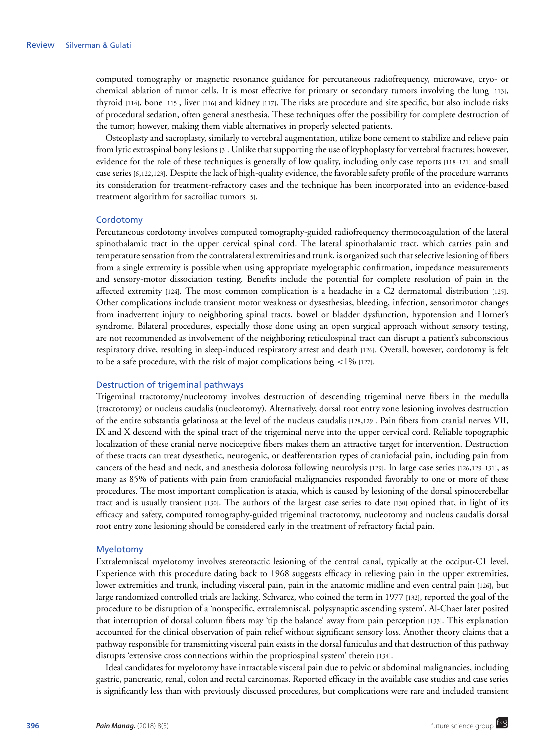computed tomography or magnetic resonance guidance for percutaneous radiofrequency, microwave, cryo- or chemical ablation of tumor cells. It is most effective for primary or secondary tumors involving the lung [113], thyroid [114], bone [115], liver [116] and kidney [117]. The risks are procedure and site specific, but also include risks of procedural sedation, often general anesthesia. These techniques offer the possibility for complete destruction of the tumor; however, making them viable alternatives in properly selected patients.

Osteoplasty and sacroplasty, similarly to vertebral augmentation, utilize bone cement to stabilize and relieve pain from lytic extraspinal bony lesions [3]. Unlike that supporting the use of kyphoplasty for vertebral fractures; however, evidence for the role of these techniques is generally of low quality, including only case reports [118–121] and small case series [6,122,123]. Despite the lack of high-quality evidence, the favorable safety profile of the procedure warrants its consideration for treatment-refractory cases and the technique has been incorporated into an evidence-based treatment algorithm for sacroiliac tumors [5].

### Cordotomy

Percutaneous cordotomy involves computed tomography-guided radiofrequency thermocoagulation of the lateral spinothalamic tract in the upper cervical spinal cord. The lateral spinothalamic tract, which carries pain and temperature sensation from the contralateral extremities and trunk, is organized such that selective lesioning of fibers from a single extremity is possible when using appropriate myelographic confirmation, impedance measurements and sensory-motor dissociation testing. Benefits include the potential for complete resolution of pain in the affected extremity [124]. The most common complication is a headache in a C2 dermatomal distribution [125]. Other complications include transient motor weakness or dysesthesias, bleeding, infection, sensorimotor changes from inadvertent injury to neighboring spinal tracts, bowel or bladder dysfunction, hypotension and Horner's syndrome. Bilateral procedures, especially those done using an open surgical approach without sensory testing, are not recommended as involvement of the neighboring reticulospinal tract can disrupt a patient's subconscious respiratory drive, resulting in sleep-induced respiratory arrest and death [126]. Overall, however, cordotomy is felt to be a safe procedure, with the risk of major complications being <1% [127].

### Destruction of trigeminal pathways

Trigeminal tractotomy/nucleotomy involves destruction of descending trigeminal nerve fibers in the medulla (tractotomy) or nucleus caudalis (nucleotomy). Alternatively, dorsal root entry zone lesioning involves destruction of the entire substantia gelatinosa at the level of the nucleus caudalis [128,129]. Pain fibers from cranial nerves VII, IX and X descend with the spinal tract of the trigeminal nerve into the upper cervical cord. Reliable topographic localization of these cranial nerve nociceptive fibers makes them an attractive target for intervention. Destruction of these tracts can treat dysesthetic, neurogenic, or deafferentation types of craniofacial pain, including pain from cancers of the head and neck, and anesthesia dolorosa following neurolysis [129]. In large case series [126,129–131], as many as 85% of patients with pain from craniofacial malignancies responded favorably to one or more of these procedures. The most important complication is ataxia, which is caused by lesioning of the dorsal spinocerebellar tract and is usually transient [130]. The authors of the largest case series to date [130] opined that, in light of its efficacy and safety, computed tomography-guided trigeminal tractotomy, nucleotomy and nucleus caudalis dorsal root entry zone lesioning should be considered early in the treatment of refractory facial pain.

### Myelotomy

Extralemniscal myelotomy involves stereotactic lesioning of the central canal, typically at the occiput-C1 level. Experience with this procedure dating back to 1968 suggests efficacy in relieving pain in the upper extremities, lower extremities and trunk, including visceral pain, pain in the anatomic midline and even central pain [126], but large randomized controlled trials are lacking. Schvarcz, who coined the term in 1977 [132], reported the goal of the procedure to be disruption of a 'nonspecific, extralemniscal, polysynaptic ascending system'. Al-Chaer later posited that interruption of dorsal column fibers may 'tip the balance' away from pain perception [133]. This explanation accounted for the clinical observation of pain relief without significant sensory loss. Another theory claims that a pathway responsible for transmitting visceral pain exists in the dorsal funiculus and that destruction of this pathway disrupts 'extensive cross connections within the propriospinal system' therein [134].

Ideal candidates for myelotomy have intractable visceral pain due to pelvic or abdominal malignancies, including gastric, pancreatic, renal, colon and rectal carcinomas. Reported efficacy in the available case studies and case series is significantly less than with previously discussed procedures, but complications were rare and included transient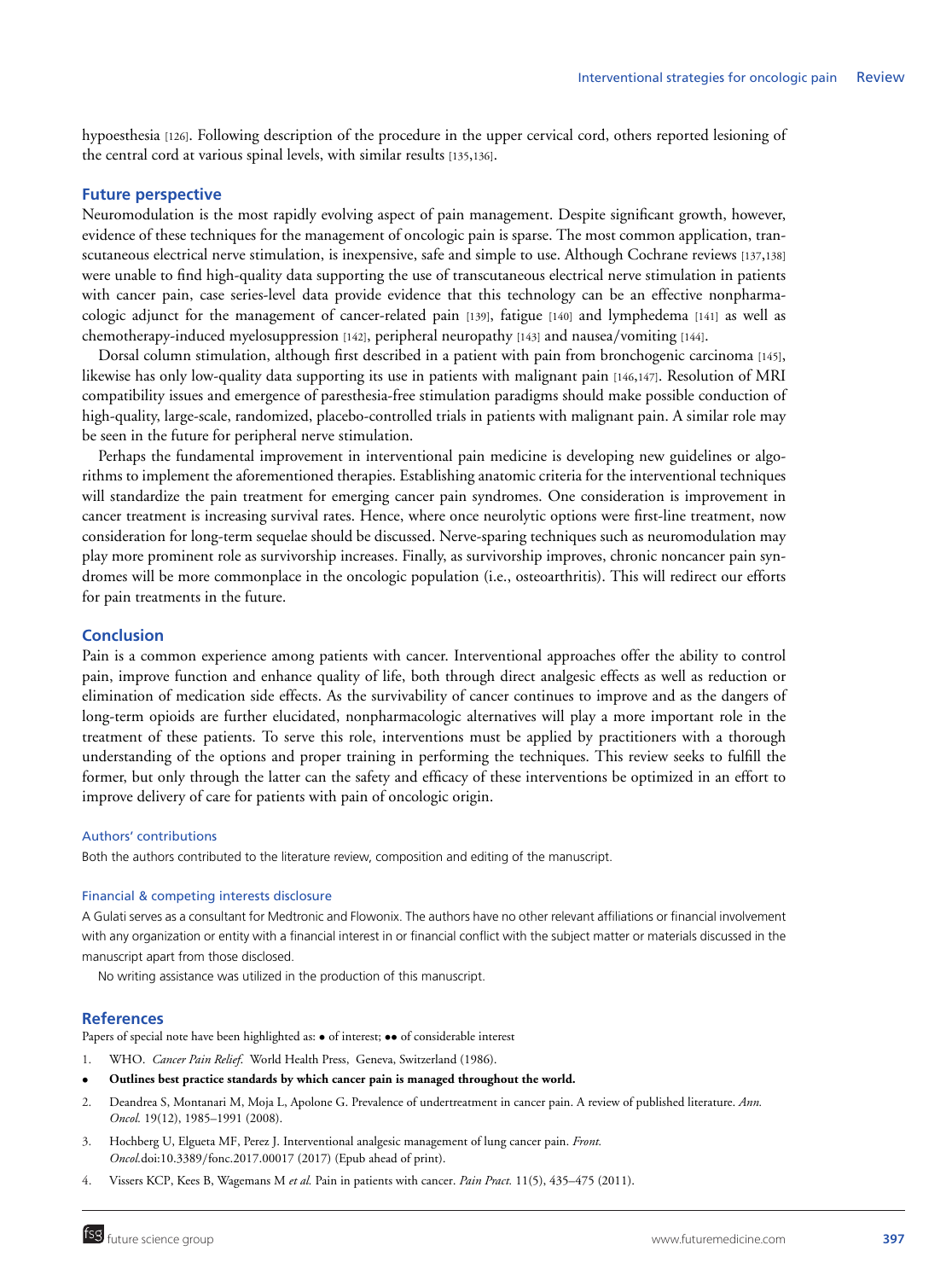hypoesthesia [126]. Following description of the procedure in the upper cervical cord, others reported lesioning of the central cord at various spinal levels, with similar results [135,136].

## Future perspective

Neuromodulation is the most rapidly evolving aspect of pain management. Despite significant growth, however, evidence of these techniques for the management of oncologic pain is sparse. The most common application, transcutaneous electrical nerve stimulation, is inexpensive, safe and simple to use. Although Cochrane reviews [137,138] were unable to find high-quality data supporting the use of transcutaneous electrical nerve stimulation in patients with cancer pain, case series-level data provide evidence that this technology can be an effective nonpharmacologic adjunct for the management of cancer-related pain [139], fatigue [140] and lymphedema [141] as well as chemotherapy-induced myelosuppression [142], peripheral neuropathy [143] and nausea/vomiting [144].

Dorsal column stimulation, although first described in a patient with pain from bronchogenic carcinoma [145], likewise has only low-quality data supporting its use in patients with malignant pain [146,147]. Resolution of MRI compatibility issues and emergence of paresthesia-free stimulation paradigms should make possible conduction of high-quality, large-scale, randomized, placebo-controlled trials in patients with malignant pain. A similar role may be seen in the future for peripheral nerve stimulation.

Perhaps the fundamental improvement in interventional pain medicine is developing new guidelines or algorithms to implement the aforementioned therapies. Establishing anatomic criteria for the interventional techniques will standardize the pain treatment for emerging cancer pain syndromes. One consideration is improvement in cancer treatment is increasing survival rates. Hence, where once neurolytic options were first-line treatment, now consideration for long-term sequelae should be discussed. Nerve-sparing techniques such as neuromodulation may play more prominent role as survivorship increases. Finally, as survivorship improves, chronic noncancer pain syndromes will be more commonplace in the oncologic population (i.e., osteoarthritis). This will redirect our efforts for pain treatments in the future.

## Conclusion

Pain is a common experience among patients with cancer. Interventional approaches offer the ability to control pain, improve function and enhance quality of life, both through direct analgesic effects as well as reduction or elimination of medication side effects. As the survivability of cancer continues to improve and as the dangers of long-term opioids are further elucidated, nonpharmacologic alternatives will play a more important role in the treatment of these patients. To serve this role, interventions must be applied by practitioners with a thorough understanding of the options and proper training in performing the techniques. This review seeks to fulfill the former, but only through the latter can the safety and efficacy of these interventions be optimized in an effort to improve delivery of care for patients with pain of oncologic origin.

### Authors' contributions

Both the authors contributed to the literature review, composition and editing of the manuscript.

### Financial & competing interests disclosure

A Gulati serves as a consultant for Medtronic and Flowonix. The authors have no other relevant affiliations or financial involvement with any organization or entity with a financial interest in or financial conflict with the subject matter or materials discussed in the manuscript apart from those disclosed.

No writing assistance was utilized in the production of this manuscript.

## References

Papers of special note have been highlighted as: • of interest; •• of considerable interest

1. WHO. *Cancer Pain Relief.* World Health Press, Geneva, Switzerland (1986).
   - • **Outlines best practice standards by which cancer pain is managed throughout the world.**
2. Deandrea S, Montanari M, Moja L, Apolone G. Prevalence of undertreatment in cancer pain. A review of published literature. *Ann. Oncol.* 19(12), 1985–1991 (2008).
3. Hochberg U, Elgueta MF, Perez J. Interventional analgesic management of lung cancer pain. *Front. Oncol.*doi:10.3389/fonc.2017.00017 (2017) (Epub ahead of print).
4. Vissers KCP, Kees B, Wagemans M *et al.* Pain in patients with cancer. *Pain Pract.* 11(5), 435–475 (2011).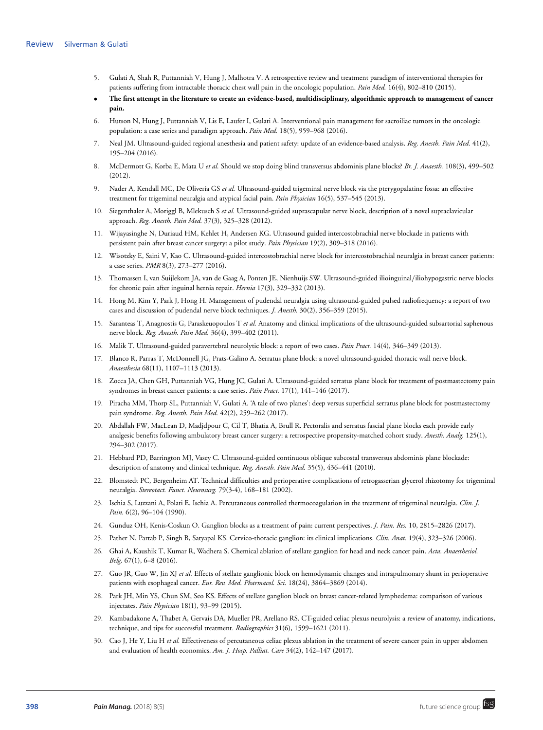5. Gulati A, Shah R, Puttanniah V, Hung J, Malhotra V. A retrospective review and treatment paradigm of interventional therapies for patients suffering from intractable thoracic chest wall pain in the oncologic population. *Pain Med.* 16(4), 802–810 (2015).

- **The first attempt in the literature to create an evidence-based, multidisciplinary, algorithmic approach to management of cancer pain.**

6. Hutson N, Hung J, Puttanniah V, Lis E, Laufer I, Gulati A. Interventional pain management for sacroiliac tumors in the oncologic population: a case series and paradigm approach. *Pain Med.* 18(5), 959–968 (2016).
7. Neal JM. Ultrasound-guided regional anesthesia and patient safety: update of an evidence-based analysis. *Reg. Anesth. Pain Med.* 41(2), 195–204 (2016).
8. McDermott G, Korba E, Mata U *et al.* Should we stop doing blind transversus abdominis plane blocks? *Br. J. Anaesth.* 108(3), 499–502 (2012).
9. Nader A, Kendall MC, De Oliveria GS *et al.* Ultrasound-guided trigeminal nerve block via the pterygopalatine fossa: an effective treatment for trigeminal neuralgia and atypical facial pain. *Pain Physician* 16(5), 537–545 (2013).
10. Siegenthaler A, Moriggl B, Mlekusch S *et al.* Ultrasound-guided suprascapular nerve block, description of a novel supraclavicular approach. *Reg. Anesth. Pain Med.* 37(3), 325–328 (2012).
11. Wijayasinghe N, Duriaud HM, Kehlet H, Andersen KG. Ultrasound guided intercostobrachial nerve blockade in patients with persistent pain after breast cancer surgery: a pilot study. *Pain Physician* 19(2), 309–318 (2016).
12. Wisotzky E, Saini V, Kao C. Ultrasound-guided intercostobrachial nerve block for intercostobrachial neuralgia in breast cancer patients: a case series. *PMR* 8(3), 273–277 (2016).
13. Thomassen I, van Suijlekom JA, van de Gaag A, Ponten JE, Nienhuijs SW. Ultrasound-guided ilioinguinal/iliohypogastric nerve blocks for chronic pain after inguinal hernia repair. *Hernia* 17(3), 329–332 (2013).
14. Hong M, Kim Y, Park J, Hong H. Management of pudendal neuralgia using ultrasound-guided pulsed radiofrequency: a report of two cases and discussion of pudendal nerve block techniques. *J. Anesth.* 30(2), 356–359 (2015).
15. Saranteas T, Anagnostis G, Paraskeuopoulos T *et al.* Anatomy and clinical implications of the ultrasound-guided subsartorial saphenous nerve block. *Reg. Anesth. Pain Med.* 36(4), 399–402 (2011).
16. Malik T. Ultrasound-guided paravertebral neurolytic block: a report of two cases. *Pain Pract.* 14(4), 346–349 (2013).
17. Blanco R, Parras T, McDonnell JG, Prats-Galino A. Serratus plane block: a novel ultrasound-guided thoracic wall nerve block. *Anaesthesia* 68(11), 1107–1113 (2013).
18. Zocca JA, Chen GH, Puttanniah VG, Hung JC, Gulati A. Ultrasound-guided serratus plane block for treatment of postmastectomy pain syndromes in breast cancer patients: a case series. *Pain Pract.* 17(1), 141–146 (2017).
19. Piracha MM, Thorp SL, Puttanniah V, Gulati A. 'A tale of two planes': deep versus superficial serratus plane block for postmastectomy pain syndrome. *Reg. Anesth. Pain Med.* 42(2), 259–262 (2017).
20. Abdallah FW, MacLean D, Madjdpour C, Cil T, Bhatia A, Brull R. Pectoralis and serratus fascial plane blocks each provide early analgesic benefits following ambulatory breast cancer surgery: a retrospective propensity-matched cohort study. *Anesth. Analg.* 125(1), 294–302 (2017).
21. Hebbard PD, Barrington MJ, Vasey C. Ultrasound-guided continuous oblique subcostal transversus abdominis plane blockade: description of anatomy and clinical technique. *Reg. Anesth. Pain Med.* 35(5), 436–441 (2010).
22. Blomstedt PC, Bergenheim AT. Technical difficulties and perioperative complications of retrogasserian glycerol rhizotomy for trigeminal neuralgia. *Stereotact. Funct. Neurosurg.* 79(3-4), 168–181 (2002).
23. Ischia S, Luzzani A, Polati E, Ischia A. Percutaneous controlled thermocoagulation in the treatment of trigeminal neuralgia. *Clin. J. Pain.* 6(2), 96–104 (1990).
24. Gunduz OH, Kenis-Coskun O. Ganglion blocks as a treatment of pain: current perspectives. *J. Pain. Res.* 10, 2815–2826 (2017).
25. Pather N, Partab P, Singh B, Satyapal KS. Cervico-thoracic ganglion: its clinical implications. *Clin. Anat.* 19(4), 323–326 (2006).
26. Ghai A, Kaushik T, Kumar R, Wadhera S. Chemical ablation of stellate ganglion for head and neck cancer pain. *Acta. Anaesthesiol. Belg.* 67(1), 6–8 (2016).
27. Guo JR, Guo W, Jin XJ *et al.* Effects of stellate ganglionic block on hemodynamic changes and intrapulmonary shunt in perioperative patients with esophageal cancer. *Eur. Rev. Med. Pharmacol. Sci.* 18(24), 3864–3869 (2014).
28. Park JH, Min YS, Chun SM, Seo KS. Effects of stellate ganglion block on breast cancer-related lymphedema: comparison of various injectates. *Pain Physician* 18(1), 93–99 (2015).
29. Kambadakone A, Thabet A, Gervais DA, Mueller PR, Arellano RS. CT-guided celiac plexus neurolysis: a review of anatomy, indications, technique, and tips for successful treatment. *Radiographics* 31(6), 1599–1621 (2011).
30. Cao J, He Y, Liu H *et al.* Effectiveness of percutaneous celiac plexus ablation in the treatment of severe cancer pain in upper abdomen and evaluation of health economics. *Am. J. Hosp. Palliat. Care* 34(2), 142–147 (2017).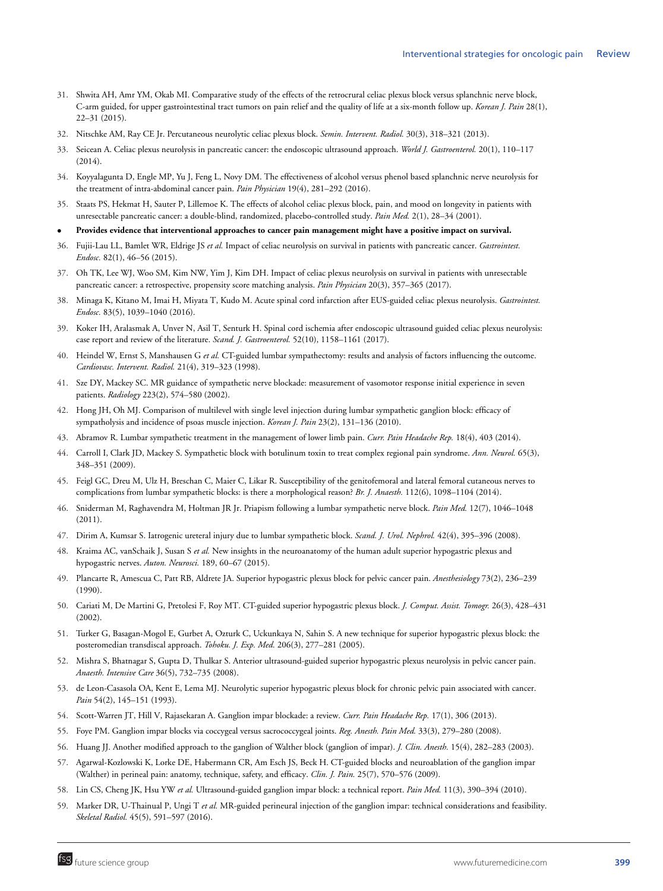31. Shwita AH, Amr YM, Okab MI. Comparative study of the effects of the retrocrural celiac plexus block versus splanchnic nerve block, C-arm guided, for upper gastrointestinal tract tumors on pain relief and the quality of life at a six-month follow up. *Korean J. Pain* 28(1), 22–31 (2015).
32. Nitschke AM, Ray CE Jr. Percutaneous neurolytic celiac plexus block. *Semin. Intervent. Radiol.* 30(3), 318–321 (2013).
33. Seicean A. Celiac plexus neurolysis in pancreatic cancer: the endoscopic ultrasound approach. *World J. Gastroenterol.* 20(1), 110–117 (2014).
34. Koyyalagunta D, Engle MP, Yu J, Feng L, Novy DM. The effectiveness of alcohol versus phenol based splanchnic nerve neurolysis for the treatment of intra-abdominal cancer pain. *Pain Physician* 19(4), 281–292 (2016).
35. Staats PS, Hekmat H, Sauter P, Lillemoe K. The effects of alcohol celiac plexus block, pain, and mood on longevity in patients with unresectable pancreatic cancer: a double-blind, randomized, placebo-controlled study. *Pain Med.* 2(1), 28–34 (2001).
   - **Provides evidence that interventional approaches to cancer pain management might have a positive impact on survival.**
36. Fujii-Lau LL, Bamlet WR, Eldrige JS *et al.* Impact of celiac neurolysis on survival in patients with pancreatic cancer. *Gastrointest. Endosc.* 82(1), 46–56 (2015).
37. Oh TK, Lee WJ, Woo SM, Kim NW, Yim J, Kim DH. Impact of celiac plexus neurolysis on survival in patients with unresectable pancreatic cancer: a retrospective, propensity score matching analysis. *Pain Physician* 20(3), 357–365 (2017).
38. Minaga K, Kitano M, Imai H, Miyata T, Kudo M. Acute spinal cord infarction after EUS-guided celiac plexus neurolysis. *Gastrointest. Endosc.* 83(5), 1039–1040 (2016).
39. Koker IH, Aralasmak A, Unver N, Asil T, Senturk H. Spinal cord ischemia after endoscopic ultrasound guided celiac plexus neurolysis: case report and review of the literature. *Scand. J. Gastroenterol.* 52(10), 1158–1161 (2017).
40. Heindel W, Ernst S, Manshausen G *et al.* CT-guided lumbar sympathectomy: results and analysis of factors influencing the outcome. *Cardiovasc. Intervent. Radiol.* 21(4), 319–323 (1998).
41. Sze DY, Mackey SC. MR guidance of sympathetic nerve blockade: measurement of vasomotor response initial experience in seven patients. *Radiology* 223(2), 574–580 (2002).
42. Hong JH, Oh MJ. Comparison of multilevel with single level injection during lumbar sympathetic ganglion block: efficacy of sympatholysis and incidence of psoas muscle injection. *Korean J. Pain* 23(2), 131–136 (2010).
43. Abramov R. Lumbar sympathetic treatment in the management of lower limb pain. *Curr. Pain Headache Rep.* 18(4), 403 (2014).
44. Carroll I, Clark JD, Mackey S. Sympathetic block with botulinum toxin to treat complex regional pain syndrome. *Ann. Neurol.* 65(3), 348–351 (2009).
45. Feigl GC, Dreu M, Ulz H, Breschan C, Maier C, Likar R. Susceptibility of the genitofemoral and lateral femoral cutaneous nerves to complications from lumbar sympathetic blocks: is there a morphological reason? *Br. J. Anaesth.* 112(6), 1098–1104 (2014).
46. Sniderman M, Raghavendra M, Holtman JR Jr. Priapism following a lumbar sympathetic nerve block. *Pain Med.* 12(7), 1046–1048 (2011).
47. Dirim A, Kumsar S. Iatrogenic ureteral injury due to lumbar sympathetic block. *Scand. J. Urol. Nephrol.* 42(4), 395–396 (2008).
48. Kraima AC, vanSchaik J, Susan S *et al.* New insights in the neuroanatomy of the human adult superior hypogastric plexus and hypogastric nerves. *Auton. Neurosci.* 189, 60–67 (2015).
49. Plancarte R, Amescua C, Patt RB, Aldrete JA. Superior hypogastric plexus block for pelvic cancer pain. *Anesthesiology* 73(2), 236–239 (1990).
50. Cariati M, De Martini G, Pretolesi F, Roy MT. CT-guided superior hypogastric plexus block. *J. Comput. Assist. Tomogr.* 26(3), 428–431 (2002).
51. Turker G, Basagan-Mogol E, Gurbet A, Ozturk C, Uckunkaya N, Sahin S. A new technique for superior hypogastric plexus block: the posteromedian transdiscal approach. *Tohoku. J. Exp. Med.* 206(3), 277–281 (2005).
52. Mishra S, Bhatnagar S, Gupta D, Thulkar S. Anterior ultrasound-guided superior hypogastric plexus neurolysis in pelvic cancer pain. *Anaesth. Intensive Care* 36(5), 732–735 (2008).
53. de Leon-Casasola OA, Kent E, Lema MJ. Neurolytic superior hypogastric plexus block for chronic pelvic pain associated with cancer. *Pain* 54(2), 145–151 (1993).
54. Scott-Warren JT, Hill V, Rajasekaran A. Ganglion impar blockade: a review. *Curr. Pain Headache Rep.* 17(1), 306 (2013).
55. Foye PM. Ganglion impar blocks via coccygeal versus sacrococcygeal joints. *Reg. Anesth. Pain Med.* 33(3), 279–280 (2008).
56. Huang JJ. Another modified approach to the ganglion of Walther block (ganglion of impar). *J. Clin. Anesth.* 15(4), 282–283 (2003).
57. Agarwal-Kozlowski K, Lorke DE, Habermann CR, Am Esch JS, Beck H. CT-guided blocks and neuroablation of the ganglion impar (Walther) in perineal pain: anatomy, technique, safety, and efficacy. *Clin. J. Pain.* 25(7), 570–576 (2009).
58. Lin CS, Cheng JK, Hsu YW *et al.* Ultrasound-guided ganglion impar block: a technical report. *Pain Med.* 11(3), 390–394 (2010).
59. Marker DR, U-Thainual P, Ungi T *et al.* MR-guided perineural injection of the ganglion impar: technical considerations and feasibility. *Skeletal Radiol.* 45(5), 591–597 (2016).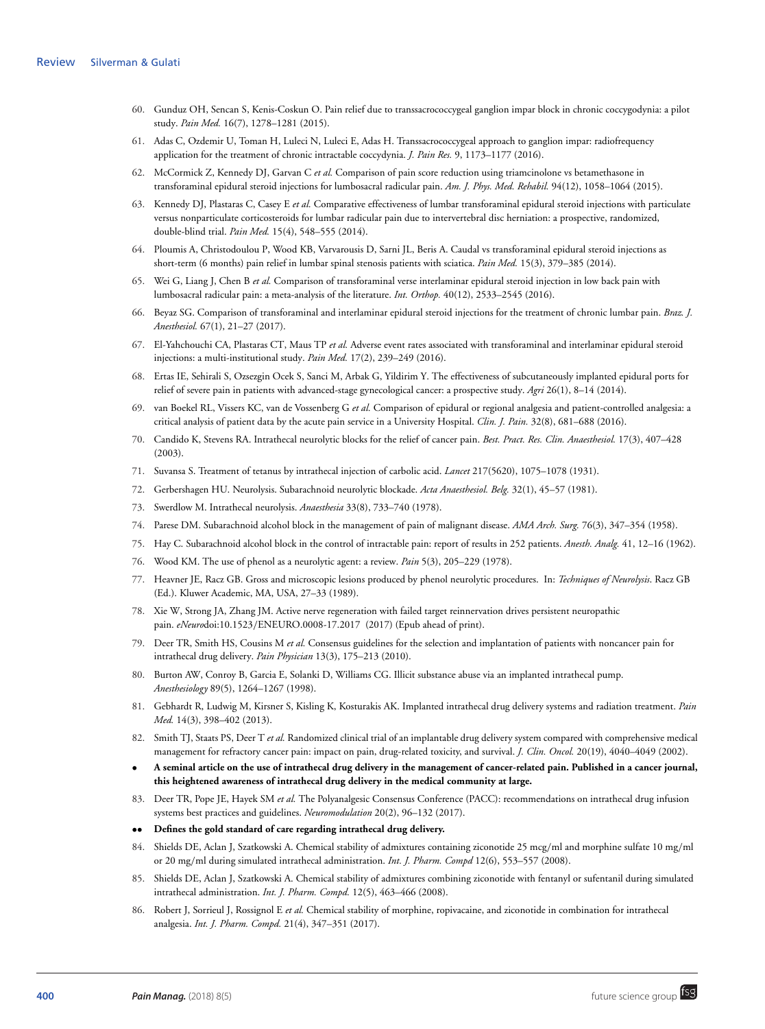60. Gunduz OH, Sencan S, Kenis-Coskun O. Pain relief due to transsacrococcygeal ganglion impar block in chronic coccygodynia: a pilot study. *Pain Med.* 16(7), 1278–1281 (2015).
61. Adas C, Ozdemir U, Toman H, Luleci N, Luleci E, Adas H. Transsacrococcygeal approach to ganglion impar: radiofrequency application for the treatment of chronic intractable coccydynia. *J. Pain Res.* 9, 1173–1177 (2016).
62. McCormick Z, Kennedy DJ, Garvan C *et al.* Comparison of pain score reduction using triamcinolone vs betamethasone in transforaminal epidural steroid injections for lumbosacral radicular pain. *Am. J. Phys. Med. Rehabil.* 94(12), 1058–1064 (2015).
63. Kennedy DJ, Plastaras C, Casey E *et al.* Comparative effectiveness of lumbar transforaminal epidural steroid injections with particulate versus nonparticulate corticosteroids for lumbar radicular pain due to intervertebral disc herniation: a prospective, randomized, double-blind trial. *Pain Med.* 15(4), 548–555 (2014).
64. Ploumis A, Christodoulou P, Wood KB, Varvarousis D, Sarni JL, Beris A. Caudal vs transforaminal epidural steroid injections as short-term (6 months) pain relief in lumbar spinal stenosis patients with sciatica. *Pain Med.* 15(3), 379–385 (2014).
65. Wei G, Liang J, Chen B *et al.* Comparison of transforaminal verse interlaminar epidural steroid injection in low back pain with lumbosacral radicular pain: a meta-analysis of the literature. *Int. Orthop.* 40(12), 2533–2545 (2016).
66. Beyaz SG. Comparison of transforaminal and interlaminar epidural steroid injections for the treatment of chronic lumbar pain. *Braz. J. Anesthesiol.* 67(1), 21–27 (2017).
67. El-Yahchouchi CA, Plastaras CT, Maus TP *et al.* Adverse event rates associated with transforaminal and interlaminar epidural steroid injections: a multi-institutional study. *Pain Med.* 17(2), 239–249 (2016).
68. Ertas IE, Sehirali S, Ozsezgin Ocek S, Sanci M, Arbak G, Yildirim Y. The effectiveness of subcutaneously implanted epidural ports for relief of severe pain in patients with advanced-stage gynecological cancer: a prospective study. *Agri* 26(1), 8–14 (2014).
69. van Boekel RL, Vissers KC, van de Vossenberg G *et al.* Comparison of epidural or regional analgesia and patient-controlled analgesia: a critical analysis of patient data by the acute pain service in a University Hospital. *Clin. J. Pain.* 32(8), 681–688 (2016).
70. Candido K, Stevens RA. Intrathecal neurolytic blocks for the relief of cancer pain. *Best. Pract. Res. Clin. Anaesthesiol.* 17(3), 407–428 (2003).
71. Suvansa S. Treatment of tetanus by intrathecal injection of carbolic acid. *Lancet* 217(5620), 1075–1078 (1931).
72. Gerbershagen HU. Neurolysis. Subarachnoid neurolytic blockade. *Acta Anaesthesiol. Belg.* 32(1), 45–57 (1981).
73. Swerdlow M. Intrathecal neurolysis. *Anaesthesia* 33(8), 733–740 (1978).
74. Parese DM. Subarachnoid alcohol block in the management of pain of malignant disease. *AMA Arch. Surg.* 76(3), 347–354 (1958).
75. Hay C. Subarachnoid alcohol block in the control of intractable pain: report of results in 252 patients. *Anesth. Analg.* 41, 12–16 (1962).
76. Wood KM. The use of phenol as a neurolytic agent: a review. *Pain* 5(3), 205–229 (1978).
77. Heavner JE, Racz GB. Gross and microscopic lesions produced by phenol neurolytic procedures. In: *Techniques of Neurolysis*. Racz GB (Ed.). Kluwer Academic, MA, USA, 27–33 (1989).
78. Xie W, Strong JA, Zhang JM. Active nerve regeneration with failed target reinnervation drives persistent neuropathic pain. *eNeuro*doi:10.1523/ENEURO.0008-17.2017 (2017) (Epub ahead of print).
79. Deer TR, Smith HS, Cousins M *et al.* Consensus guidelines for the selection and implantation of patients with noncancer pain for intrathecal drug delivery. *Pain Physician* 13(3), 175–213 (2010).
80. Burton AW, Conroy B, Garcia E, Solanki D, Williams CG. Illicit substance abuse via an implanted intrathecal pump. *Anesthesiology* 89(5), 1264–1267 (1998).
81. Gebhardt R, Ludwig M, Kirsner S, Kisling K, Kosturakis AK. Implanted intrathecal drug delivery systems and radiation treatment. *Pain Med.* 14(3), 398–402 (2013).
82. Smith TJ, Staats PS, Deer T *et al.* Randomized clinical trial of an implantable drug delivery system compared with comprehensive medical management for refractory cancer pain: impact on pain, drug-related toxicity, and survival. *J. Clin. Oncol.* 20(19), 4040–4049 (2002).

- **A seminal article on the use of intrathecal drug delivery in the management of cancer-related pain. Published in a cancer journal, this heightened awareness of intrathecal drug delivery in the medical community at large.**

83. Deer TR, Pope JE, Hayek SM *et al.* The Polyanalgesic Consensus Conference (PACC): recommendations on intrathecal drug infusion systems best practices and guidelines. *Neuromodulation* 20(2), 96–132 (2017).

•• **Defines the gold standard of care regarding intrathecal drug delivery.**

84. Shields DE, Aclan J, Szatkowski A. Chemical stability of admixtures containing ziconotide 25 mcg/ml and morphine sulfate 10 mg/ml or 20 mg/ml during simulated intrathecal administration. *Int. J. Pharm. Compd* 12(6), 553–557 (2008).
85. Shields DE, Aclan J, Szatkowski A. Chemical stability of admixtures combining ziconotide with fentanyl or sufentanil during simulated intrathecal administration. *Int. J. Pharm. Compd.* 12(5), 463–466 (2008).
86. Robert J, Sorrieul J, Rossignol E *et al.* Chemical stability of morphine, ropivacaine, and ziconotide in combination for intrathecal analgesia. *Int. J. Pharm. Compd.* 21(4), 347–351 (2017).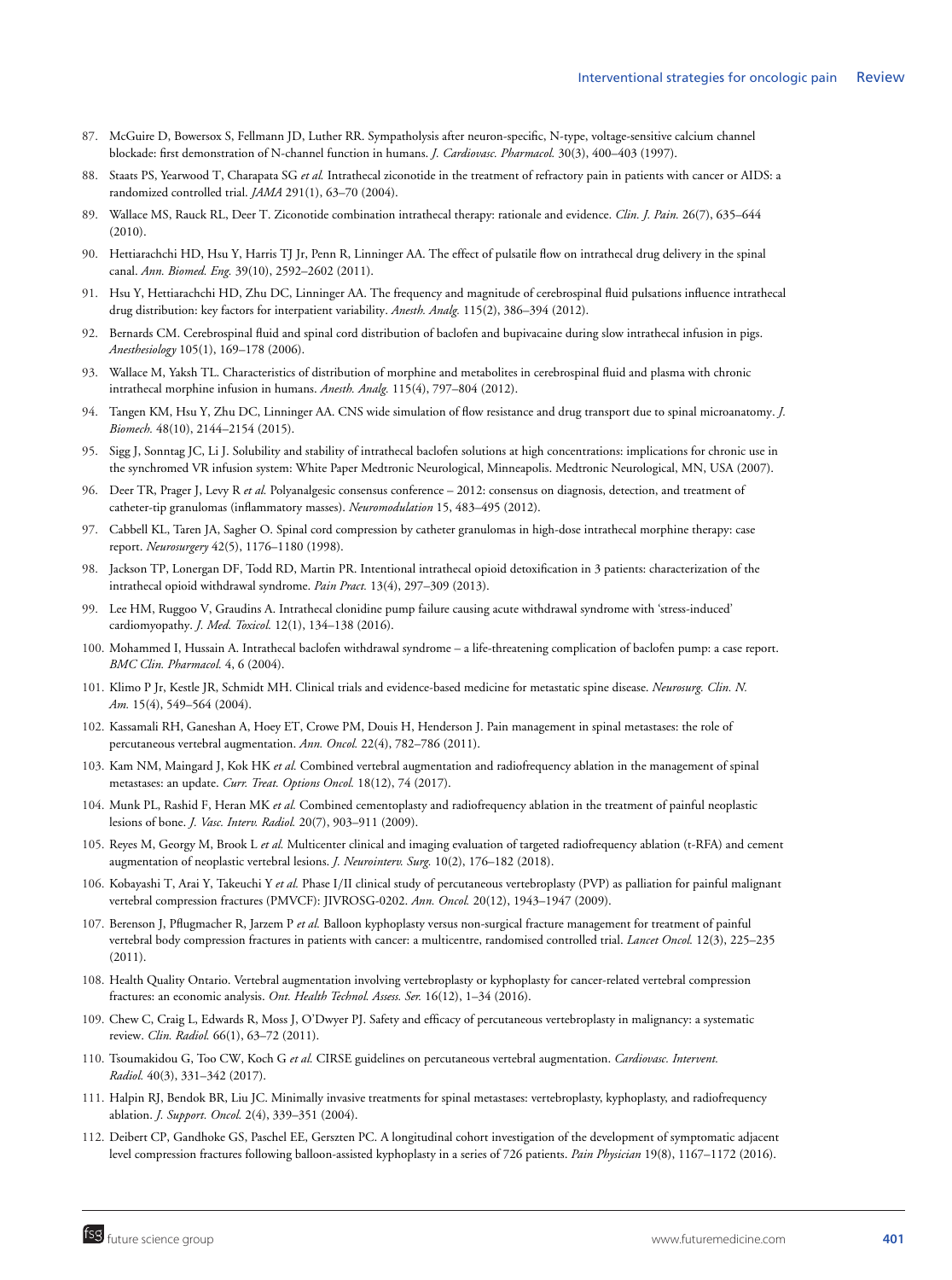87. McGuire D, Bowersox S, Fellmann JD, Luther RR. Sympatholysis after neuron-specific, N-type, voltage-sensitive calcium channel blockade: first demonstration of N-channel function in humans. *J. Cardiovasc. Pharmacol.* 30(3), 400–403 (1997).

88. Staats PS, Yearwood T, Charapata SG *et al.* Intrathecal ziconotide in the treatment of refractory pain in patients with cancer or AIDS: a randomized controlled trial. *JAMA* 291(1), 63–70 (2004).

89. Wallace MS, Rauck RL, Deer T. Ziconotide combination intrathecal therapy: rationale and evidence. *Clin. J. Pain.* 26(7), 635–644 (2010).

90. Hettiarachchi HD, Hsu Y, Harris TJ Jr, Penn R, Linninger AA. The effect of pulsatile flow on intrathecal drug delivery in the spinal canal. *Ann. Biomed. Eng.* 39(10), 2592–2602 (2011).

91. Hsu Y, Hettiarachchi HD, Zhu DC, Linninger AA. The frequency and magnitude of cerebrospinal fluid pulsations influence intrathecal drug distribution: key factors for interpatient variability. *Anesth. Analg.* 115(2), 386–394 (2012).

92. Bernards CM. Cerebrospinal fluid and spinal cord distribution of baclofen and bupivacaine during slow intrathecal infusion in pigs. *Anesthesiology* 105(1), 169–178 (2006).

93. Wallace M, Yaksh TL. Characteristics of distribution of morphine and metabolites in cerebrospinal fluid and plasma with chronic intrathecal morphine infusion in humans. *Anesth. Analg.* 115(4), 797–804 (2012).

94. Tangen KM, Hsu Y, Zhu DC, Linninger AA. CNS wide simulation of flow resistance and drug transport due to spinal microanatomy. *J. Biomech.* 48(10), 2144–2154 (2015).

95. Sigg J, Sonntag JC, Li J. Solubility and stability of intrathecal baclofen solutions at high concentrations: implications for chronic use in the synchromed VR infusion system: White Paper Medtronic Neurological, Minneapolis. Medtronic Neurological, MN, USA (2007).

96. Deer TR, Prager J, Levy R *et al.* Polyanalgesic consensus conference – 2012: consensus on diagnosis, detection, and treatment of catheter-tip granulomas (inflammatory masses). *Neuromodulation* 15, 483–495 (2012).

97. Cabbell KL, Taren JA, Sagher O. Spinal cord compression by catheter granulomas in high-dose intrathecal morphine therapy: case report. *Neurosurgery* 42(5), 1176–1180 (1998).

98. Jackson TP, Lonergan DF, Todd RD, Martin PR. Intentional intrathecal opioid detoxification in 3 patients: characterization of the intrathecal opioid withdrawal syndrome. *Pain Pract.* 13(4), 297–309 (2013).

99. Lee HM, Ruggoo V, Graudins A. Intrathecal clonidine pump failure causing acute withdrawal syndrome with 'stress-induced' cardiomyopathy. *J. Med. Toxicol.* 12(1), 134–138 (2016).

100. Mohammed I, Hussain A. Intrathecal baclofen withdrawal syndrome – a life-threatening complication of baclofen pump: a case report. *BMC Clin. Pharmacol.* 4, 6 (2004).

101. Klimo P Jr, Kestle JR, Schmidt MH. Clinical trials and evidence-based medicine for metastatic spine disease. *Neurosurg. Clin. N. Am.* 15(4), 549–564 (2004).

102. Kassamali RH, Ganeshan A, Hoey ET, Crowe PM, Douis H, Henderson J. Pain management in spinal metastases: the role of percutaneous vertebral augmentation. *Ann. Oncol.* 22(4), 782–786 (2011).

103. Kam NM, Maingard J, Kok HK *et al.* Combined vertebral augmentation and radiofrequency ablation in the management of spinal metastases: an update. *Curr. Treat. Options Oncol.* 18(12), 74 (2017).

104. Munk PL, Rashid F, Heran MK *et al.* Combined cementoplasty and radiofrequency ablation in the treatment of painful neoplastic lesions of bone. *J. Vasc. Interv. Radiol.* 20(7), 903–911 (2009).

105. Reyes M, Georgy M, Brook L *et al.* Multicenter clinical and imaging evaluation of targeted radiofrequency ablation (t-RFA) and cement augmentation of neoplastic vertebral lesions. *J. Neurointerv. Surg.* 10(2), 176–182 (2018).

106. Kobayashi T, Arai Y, Takeuchi Y *et al.* Phase I/II clinical study of percutaneous vertebroplasty (PVP) as palliation for painful malignant vertebral compression fractures (PMVCF): JIVROSG-0202. *Ann. Oncol.* 20(12), 1943–1947 (2009).

107. Berenson J, Pflugmacher R, Jarzem P *et al.* Balloon kyphoplasty versus non-surgical fracture management for treatment of painful vertebral body compression fractures in patients with cancer: a multicentre, randomised controlled trial. *Lancet Oncol.* 12(3), 225–235 (2011).

108. Health Quality Ontario. Vertebral augmentation involving vertebroplasty or kyphoplasty for cancer-related vertebral compression fractures: an economic analysis. *Ont. Health Technol. Assess. Ser.* 16(12), 1–34 (2016).

109. Chew C, Craig L, Edwards R, Moss J, O'Dwyer PJ. Safety and efficacy of percutaneous vertebroplasty in malignancy: a systematic review. *Clin. Radiol.* 66(1), 63–72 (2011).

110. Tsoumakidou G, Too CW, Koch G *et al.* CIRSE guidelines on percutaneous vertebral augmentation. *Cardiovasc. Intervent. Radiol.* 40(3), 331–342 (2017).

111. Halpin RJ, Bendok BR, Liu JC. Minimally invasive treatments for spinal metastases: vertebroplasty, kyphoplasty, and radiofrequency ablation. *J. Support. Oncol.* 2(4), 339–351 (2004).

112. Deibert CP, Gandhoke GS, Paschel EE, Gerszten PC. A longitudinal cohort investigation of the development of symptomatic adjacent level compression fractures following balloon-assisted kyphoplasty in a series of 726 patients. *Pain Physician* 19(8), 1167–1172 (2016).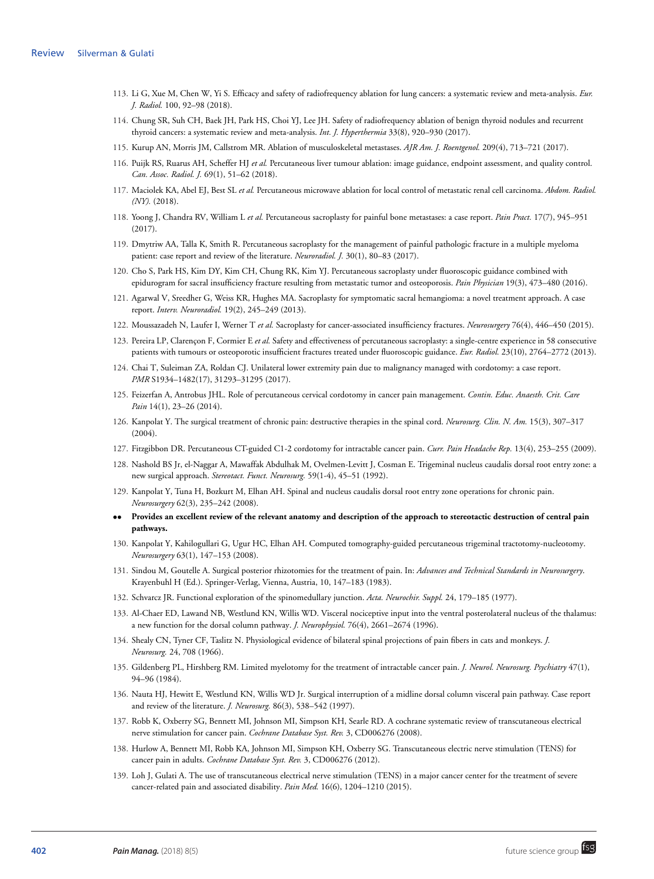113. Li G, Xue M, Chen W, Yi S. Efficacy and safety of radiofrequency ablation for lung cancers: a systematic review and meta-analysis. *Eur. J. Radiol.* 100, 92–98 (2018).

114. Chung SR, Suh CH, Baek JH, Park HS, Choi YJ, Lee JH. Safety of radiofrequency ablation of benign thyroid nodules and recurrent thyroid cancers: a systematic review and meta-analysis. *Int. J. Hyperthermia* 33(8), 920–930 (2017).

115. Kurup AN, Morris JM, Callstrom MR. Ablation of musculoskeletal metastases. *AJR Am. J. Roentgenol.* 209(4), 713–721 (2017).

116. Puijk RS, Ruarus AH, Scheffer HJ *et al.* Percutaneous liver tumour ablation: image guidance, endpoint assessment, and quality control. *Can. Assoc. Radiol. J.* 69(1), 51–62 (2018).

117. Maciolek KA, Abel EJ, Best SL *et al.* Percutaneous microwave ablation for local control of metastatic renal cell carcinoma. *Abdom. Radiol. (NY).* (2018).

118. Yoong J, Chandra RV, William L *et al.* Percutaneous sacroplasty for painful bone metastases: a case report. *Pain Pract.* 17(7), 945–951 (2017).

119. Dmytriw AA, Talla K, Smith R. Percutaneous sacroplasty for the management of painful pathologic fracture in a multiple myeloma patient: case report and review of the literature. *Neuroradiol. J.* 30(1), 80–83 (2017).

120. Cho S, Park HS, Kim DY, Kim CH, Chung RK, Kim YJ. Percutaneous sacroplasty under fluoroscopic guidance combined with epidurogram for sacral insufficiency fracture resulting from metastatic tumor and osteoporosis. *Pain Physician* 19(3), 473–480 (2016).

121. Agarwal V, Sreedher G, Weiss KR, Hughes MA. Sacroplasty for symptomatic sacral hemangioma: a novel treatment approach. A case report. *Interv. Neuroradiol.* 19(2), 245–249 (2013).

122. Moussazadeh N, Laufer I, Werner T *et al.* Sacroplasty for cancer-associated insufficiency fractures. *Neurosurgery* 76(4), 446–450 (2015).

123. Pereira LP, Clarençon F, Cormier E *et al.* Safety and effectiveness of percutaneous sacroplasty: a single-centre experience in 58 consecutive patients with tumours or osteoporotic insufficient fractures treated under fluoroscopic guidance. *Eur. Radiol.* 23(10), 2764–2772 (2013).

124. Chai T, Suleiman ZA, Roldan CJ. Unilateral lower extremity pain due to malignancy managed with cordotomy: a case report. *PMR* S1934–1482(17), 31293–31295 (2017).

125. Feizerfan A, Antrobus JHL. Role of percutaneous cervical cordotomy in cancer pain management. *Contin. Educ. Anaesth. Crit. Care Pain* 14(1), 23–26 (2014).

126. Kanpolat Y. The surgical treatment of chronic pain: destructive therapies in the spinal cord. *Neurosurg. Clin. N. Am.* 15(3), 307–317 (2004).

127. Fitzgibbon DR. Percutaneous CT-guided C1-2 cordotomy for intractable cancer pain. *Curr. Pain Headache Rep.* 13(4), 253–255 (2009).

128. Nashold BS Jr, el-Naggar A, Mawaffak Abdulhak M, Ovelmen-Levitt J, Cosman E. Trigeminal nucleus caudalis dorsal root entry zone: a new surgical approach. *Stereotact. Funct. Neurosurg.* 59(1-4), 45–51 (1992).

129. Kanpolat Y, Tuna H, Bozkurt M, Elhan AH. Spinal and nucleus caudalis dorsal root entry zone operations for chronic pain. *Neurosurgery* 62(3), 235–242 (2008).

•• **Provides an excellent review of the relevant anatomy and description of the approach to stereotactic destruction of central pain pathways.**

130. Kanpolat Y, Kahilogullari G, Ugur HC, Elhan AH. Computed tomography-guided percutaneous trigeminal tractotomy-nucleotomy. *Neurosurgery* 63(1), 147–153 (2008).

131. Sindou M, Goutelle A. Surgical posterior rhizotomies for the treatment of pain. In: *Advances and Technical Standards in Neurosurgery*. Krayenbuhl H (Ed.). Springer-Verlag, Vienna, Austria, 10, 147–183 (1983).

132. Schvarcz JR. Functional exploration of the spinomedullary junction. *Acta. Neurochir. Suppl.* 24, 179–185 (1977).

133. Al-Chaer ED, Lawand NB, Westlund KN, Willis WD. Visceral nociceptive input into the ventral posterolateral nucleus of the thalamus: a new function for the dorsal column pathway. *J. Neurophysiol.* 76(4), 2661–2674 (1996).

134. Shealy CN, Tyner CF, Taslitz N. Physiological evidence of bilateral spinal projections of pain fibers in cats and monkeys. *J. Neurosurg.* 24, 708 (1966).

135. Gildenberg PL, Hirshberg RM. Limited myelotomy for the treatment of intractable cancer pain. *J. Neurol. Neurosurg. Psychiatry* 47(1), 94–96 (1984).

136. Nauta HJ, Hewitt E, Westlund KN, Willis WD Jr. Surgical interruption of a midline dorsal column visceral pain pathway. Case report and review of the literature. *J. Neurosurg.* 86(3), 538–542 (1997).

137. Robb K, Oxberry SG, Bennett MI, Johnson MI, Simpson KH, Searle RD. A cochrane systematic review of transcutaneous electrical nerve stimulation for cancer pain. *Cochrane Database Syst. Rev.* 3, CD006276 (2008).

138. Hurlow A, Bennett MI, Robb KA, Johnson MI, Simpson KH, Oxberry SG. Transcutaneous electric nerve stimulation (TENS) for cancer pain in adults. *Cochrane Database Syst. Rev.* 3, CD006276 (2012).

139. Loh J, Gulati A. The use of transcutaneous electrical nerve stimulation (TENS) in a major cancer center for the treatment of severe cancer-related pain and associated disability. *Pain Med.* 16(6), 1204–1210 (2015).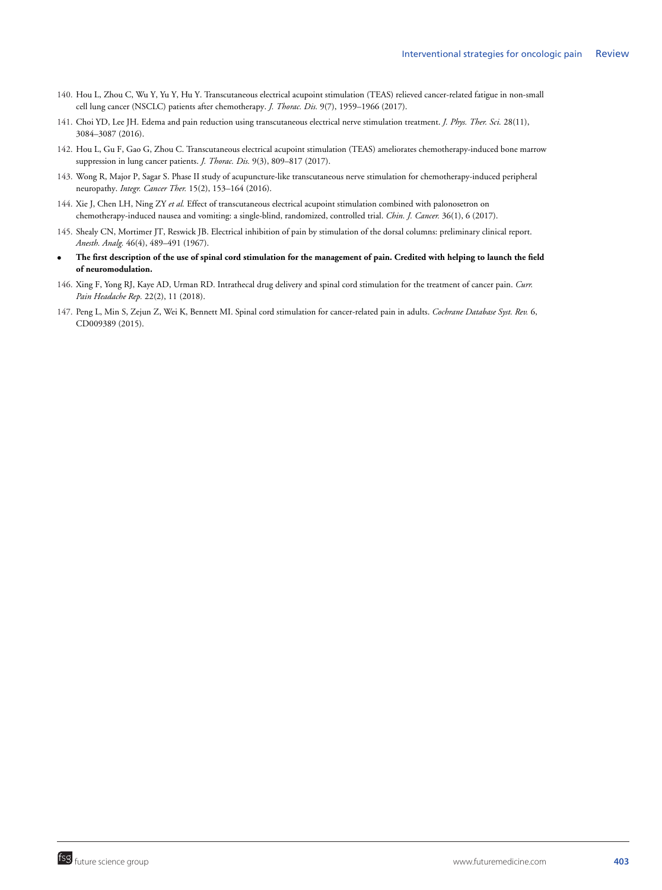140. Hou L, Zhou C, Wu Y, Yu Y, Hu Y. Transcutaneous electrical acupoint stimulation (TEAS) relieved cancer-related fatigue in non-small cell lung cancer (NSCLC) patients after chemotherapy. *J. Thorac. Dis.* 9(7), 1959–1966 (2017).

141. Choi YD, Lee JH. Edema and pain reduction using transcutaneous electrical nerve stimulation treatment. *J. Phys. Ther. Sci.* 28(11), 3084–3087 (2016).

142. Hou L, Gu F, Gao G, Zhou C. Transcutaneous electrical acupoint stimulation (TEAS) ameliorates chemotherapy-induced bone marrow suppression in lung cancer patients. *J. Thorac. Dis.* 9(3), 809–817 (2017).

143. Wong R, Major P, Sagar S. Phase II study of acupuncture-like transcutaneous nerve stimulation for chemotherapy-induced peripheral neuropathy. *Integr. Cancer Ther.* 15(2), 153–164 (2016).

144. Xie J, Chen LH, Ning ZY *et al.* Effect of transcutaneous electrical acupoint stimulation combined with palonosetron on chemotherapy-induced nausea and vomiting: a single-blind, randomized, controlled trial. *Chin. J. Cancer.* 36(1), 6 (2017).

145. Shealy CN, Mortimer JT, Reswick JB. Electrical inhibition of pain by stimulation of the dorsal columns: preliminary clinical report. *Anesth. Analg.* 46(4), 489–491 (1967).

- **The first description of the use of spinal cord stimulation for the management of pain. Credited with helping to launch the field of neuromodulation.**

146. Xing F, Yong RJ, Kaye AD, Urman RD. Intrathecal drug delivery and spinal cord stimulation for the treatment of cancer pain. *Curr. Pain Headache Rep.* 22(2), 11 (2018).

147. Peng L, Min S, Zejun Z, Wei K, Bennett MI. Spinal cord stimulation for cancer-related pain in adults. *Cochrane Database Syst. Rev.* 6, CD009389 (2015).